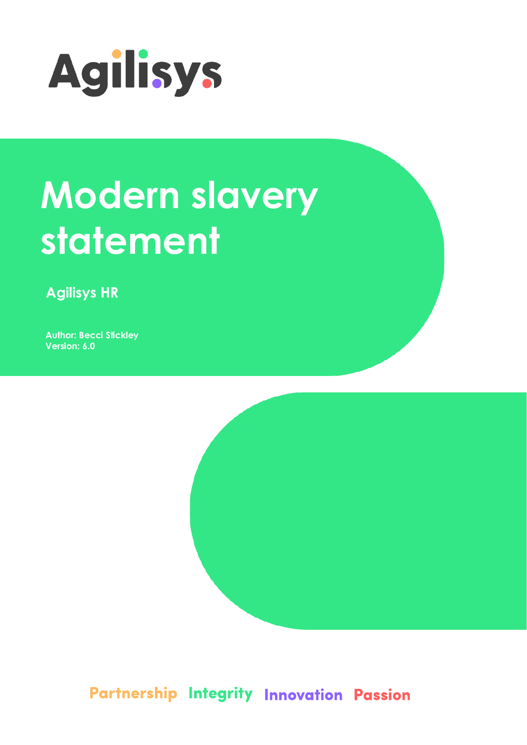Agilisys

# Modern slavery statement

**Agilisys HR**

**Author: Becci Stickley**
**Version: 6.0**

Partnership Integrity Innovation Passion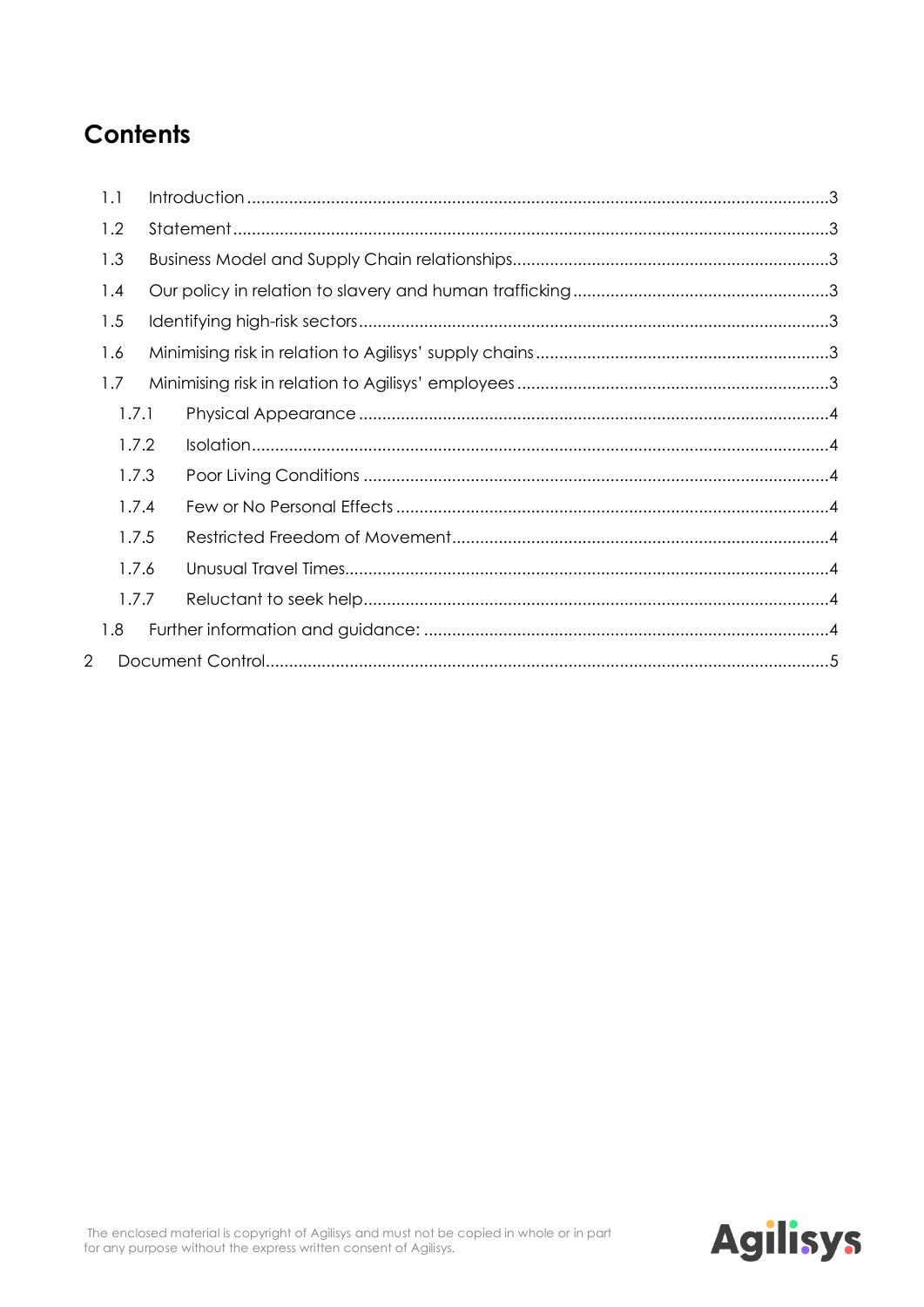# Contents

- 1.1 Introduction ... 3
- 1.2 Statement ... 3
- 1.3 Business Model and Supply Chain relationships ... 3
- 1.4 Our policy in relation to slavery and human trafficking ... 3
- 1.5 Identifying high-risk sectors ... 3
- 1.6 Minimising risk in relation to Agilisys' supply chains ... 3
- 1.7 Minimising risk in relation to Agilisys' employees ... 3
  - 1.7.1 Physical Appearance ... 4
  - 1.7.2 Isolation ... 4
  - 1.7.3 Poor Living Conditions ... 4
  - 1.7.4 Few or No Personal Effects ... 4
  - 1.7.5 Restricted Freedom of Movement ... 4
  - 1.7.6 Unusual Travel Times ... 4
  - 1.7.7 Reluctant to seek help ... 4
- 1.8 Further information and guidance: ... 4
- 2 Document Control ... 5

The enclosed material is copyright of Agilisys and must not be copied in whole or in part for any purpose without the express written consent of Agilisys.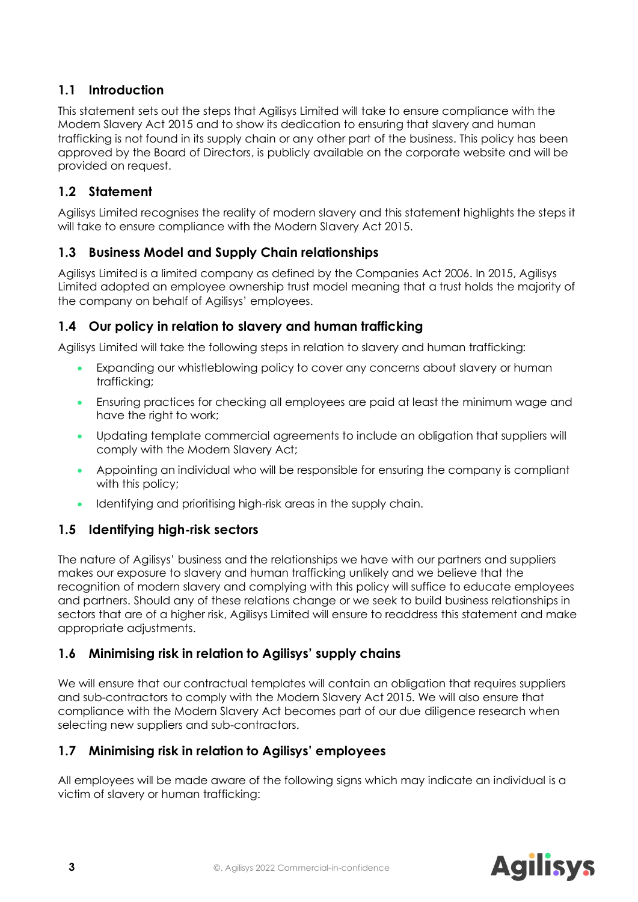## 1.1 Introduction

This statement sets out the steps that Agilisys Limited will take to ensure compliance with the Modern Slavery Act 2015 and to show its dedication to ensuring that slavery and human trafficking is not found in its supply chain or any other part of the business. This policy has been approved by the Board of Directors, is publicly available on the corporate website and will be provided on request.

## 1.2 Statement

Agilisys Limited recognises the reality of modern slavery and this statement highlights the steps it will take to ensure compliance with the Modern Slavery Act 2015.

## 1.3 Business Model and Supply Chain relationships

Agilisys Limited is a limited company as defined by the Companies Act 2006. In 2015, Agilisys Limited adopted an employee ownership trust model meaning that a trust holds the majority of the company on behalf of Agilisys' employees.

## 1.4 Our policy in relation to slavery and human trafficking

Agilisys Limited will take the following steps in relation to slavery and human trafficking:

- Expanding our whistleblowing policy to cover any concerns about slavery or human trafficking;
- Ensuring practices for checking all employees are paid at least the minimum wage and have the right to work;
- Updating template commercial agreements to include an obligation that suppliers will comply with the Modern Slavery Act;
- Appointing an individual who will be responsible for ensuring the company is compliant with this policy;
- Identifying and prioritising high-risk areas in the supply chain.

## 1.5 Identifying high-risk sectors

The nature of Agilisys' business and the relationships we have with our partners and suppliers makes our exposure to slavery and human trafficking unlikely and we believe that the recognition of modern slavery and complying with this policy will suffice to educate employees and partners. Should any of these relations change or we seek to build business relationships in sectors that are of a higher risk, Agilisys Limited will ensure to readdress this statement and make appropriate adjustments.

## 1.6 Minimising risk in relation to Agilisys' supply chains

We will ensure that our contractual templates will contain an obligation that requires suppliers and sub-contractors to comply with the Modern Slavery Act 2015. We will also ensure that compliance with the Modern Slavery Act becomes part of our due diligence research when selecting new suppliers and sub-contractors.

## 1.7 Minimising risk in relation to Agilisys' employees

All employees will be made aware of the following signs which may indicate an individual is a victim of slavery or human trafficking: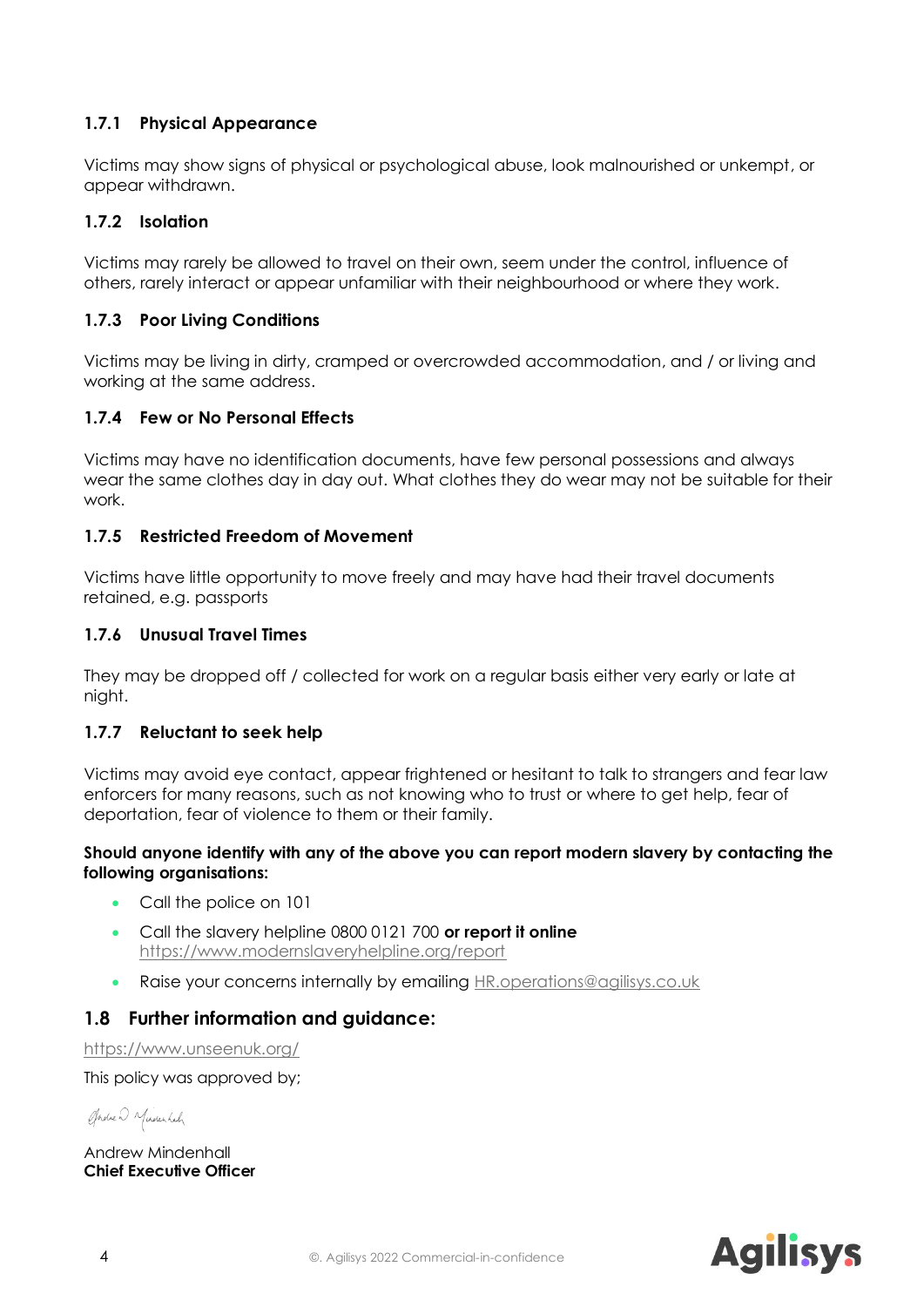### 1.7.1 Physical Appearance

Victims may show signs of physical or psychological abuse, look malnourished or unkempt, or appear withdrawn.

### 1.7.2 Isolation

Victims may rarely be allowed to travel on their own, seem under the control, influence of others, rarely interact or appear unfamiliar with their neighbourhood or where they work.

### 1.7.3 Poor Living Conditions

Victims may be living in dirty, cramped or overcrowded accommodation, and / or living and working at the same address.

### 1.7.4 Few or No Personal Effects

Victims may have no identification documents, have few personal possessions and always wear the same clothes day in day out. What clothes they do wear may not be suitable for their work.

### 1.7.5 Restricted Freedom of Movement

Victims have little opportunity to move freely and may have had their travel documents retained, e.g. passports

### 1.7.6 Unusual Travel Times

They may be dropped off / collected for work on a regular basis either very early or late at night.

### 1.7.7 Reluctant to seek help

Victims may avoid eye contact, appear frightened or hesitant to talk to strangers and fear law enforcers for many reasons, such as not knowing who to trust or where to get help, fear of deportation, fear of violence to them or their family.

**Should anyone identify with any of the above you can report modern slavery by contacting the following organisations:**

- Call the police on 101
- Call the slavery helpline 0800 0121 700 **or report it online** https://www.modernslaveryhelpline.org/report
- Raise your concerns internally by emailing HR.operations@agilisys.co.uk

## 1.8 Further information and guidance:

https://www.unseenuk.org/

This policy was approved by;

Andrew Mindenhall
**Chief Executive Officer**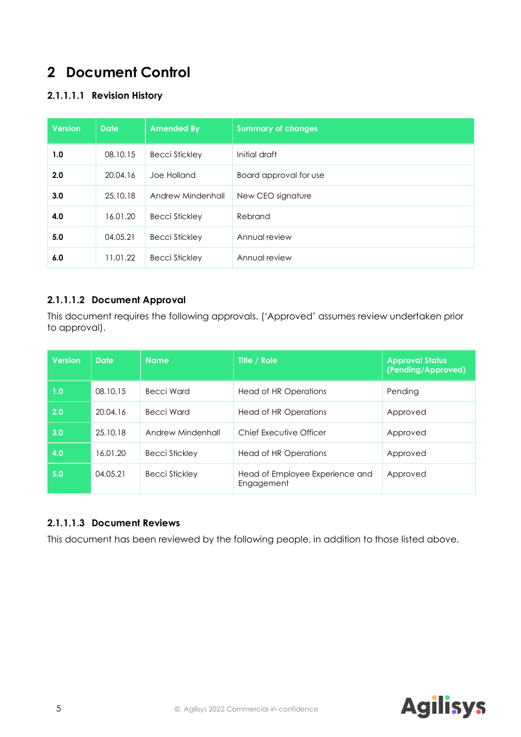# 2 Document Control

#### 2.1.1.1.1 Revision History

| Version | Date | Amended By | Summary of changes |
|---|---|---|---|
| **1.0** | 08.10.15 | Becci Stickley | Initial draft |
| **2.0** | 20.04.16 | Joe Holland | Board approval for use |
| **3.0** | 25.10.18 | Andrew Mindenhall | New CEO signature |
| **4.0** | 16.01.20 | Becci Stickley | Rebrand |
| **5.0** | 04.05.21 | Becci Stickley | Annual review |
| **6.0** | 11.01.22 | Becci Stickley | Annual review |

#### 2.1.1.1.2 Document Approval

This document requires the following approvals. ('Approved' assumes review undertaken prior to approval).

| Version | Date | Name | Title / Role | Approval Status (Pending/Approved) |
|---|---|---|---|---|
| 1.0 | 08.10.15 | Becci Ward | Head of HR Operations | Pending |
| 2.0 | 20.04.16 | Becci Ward | Head of HR Operations | Approved |
| 3.0 | 25.10.18 | Andrew Mindenhall | Chief Executive Officer | Approved |
| 4.0 | 16.01.20 | Becci Stickley | Head of HR Operations | Approved |
| 5.0 | 04.05.21 | Becci Stickley | Head of Employee Experience and Engagement | Approved |

#### 2.1.1.1.3 Document Reviews

This document has been reviewed by the following people, in addition to those listed above.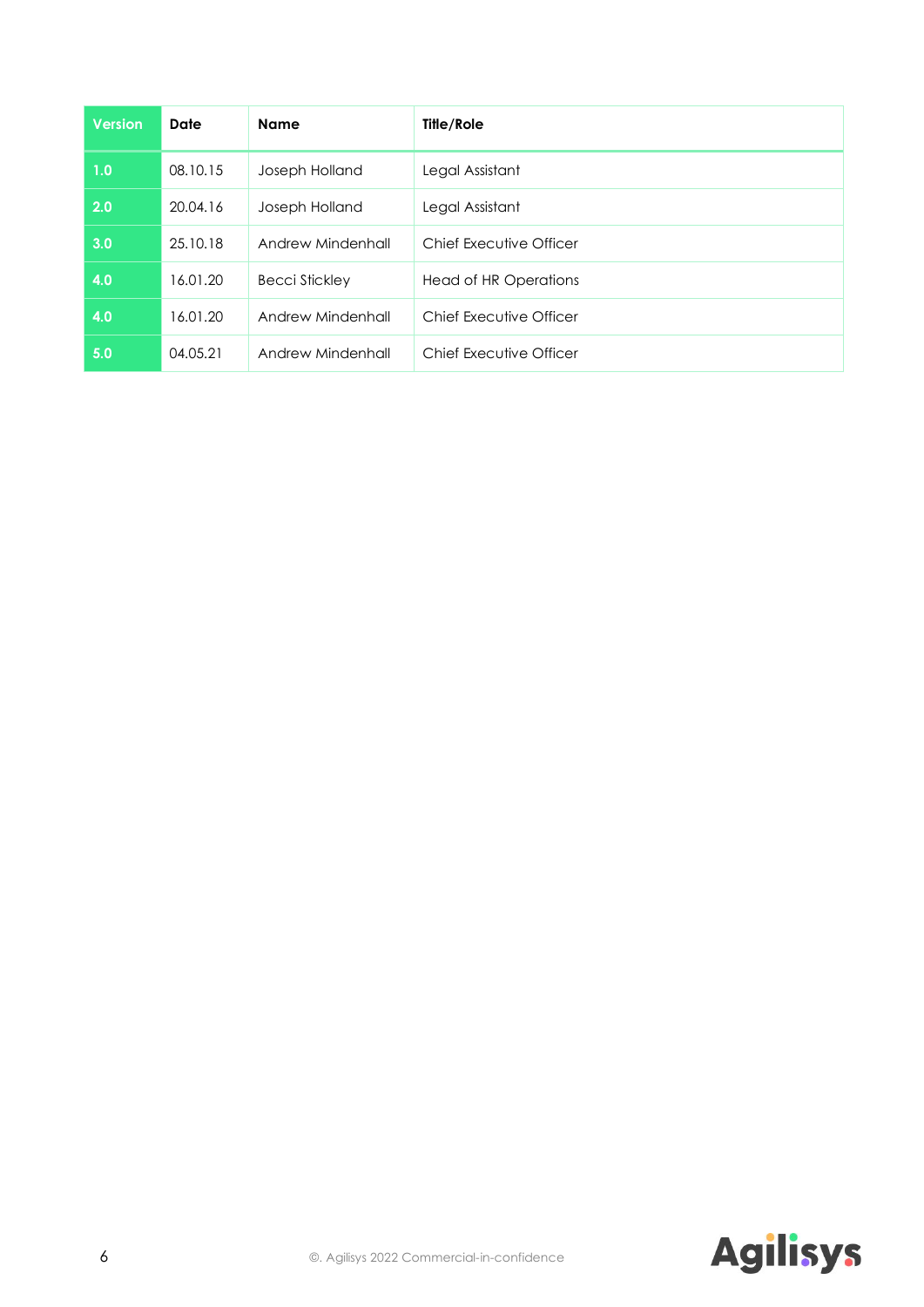| Version | Date | Name | Title/Role |
|---|---|---|---|
| 1.0 | 08.10.15 | Joseph Holland | Legal Assistant |
| 2.0 | 20.04.16 | Joseph Holland | Legal Assistant |
| 3.0 | 25.10.18 | Andrew Mindenhall | Chief Executive Officer |
| 4.0 | 16.01.20 | Becci Stickley | Head of HR Operations |
| 4.0 | 16.01.20 | Andrew Mindenhall | Chief Executive Officer |
| 5.0 | 04.05.21 | Andrew Mindenhall | Chief Executive Officer |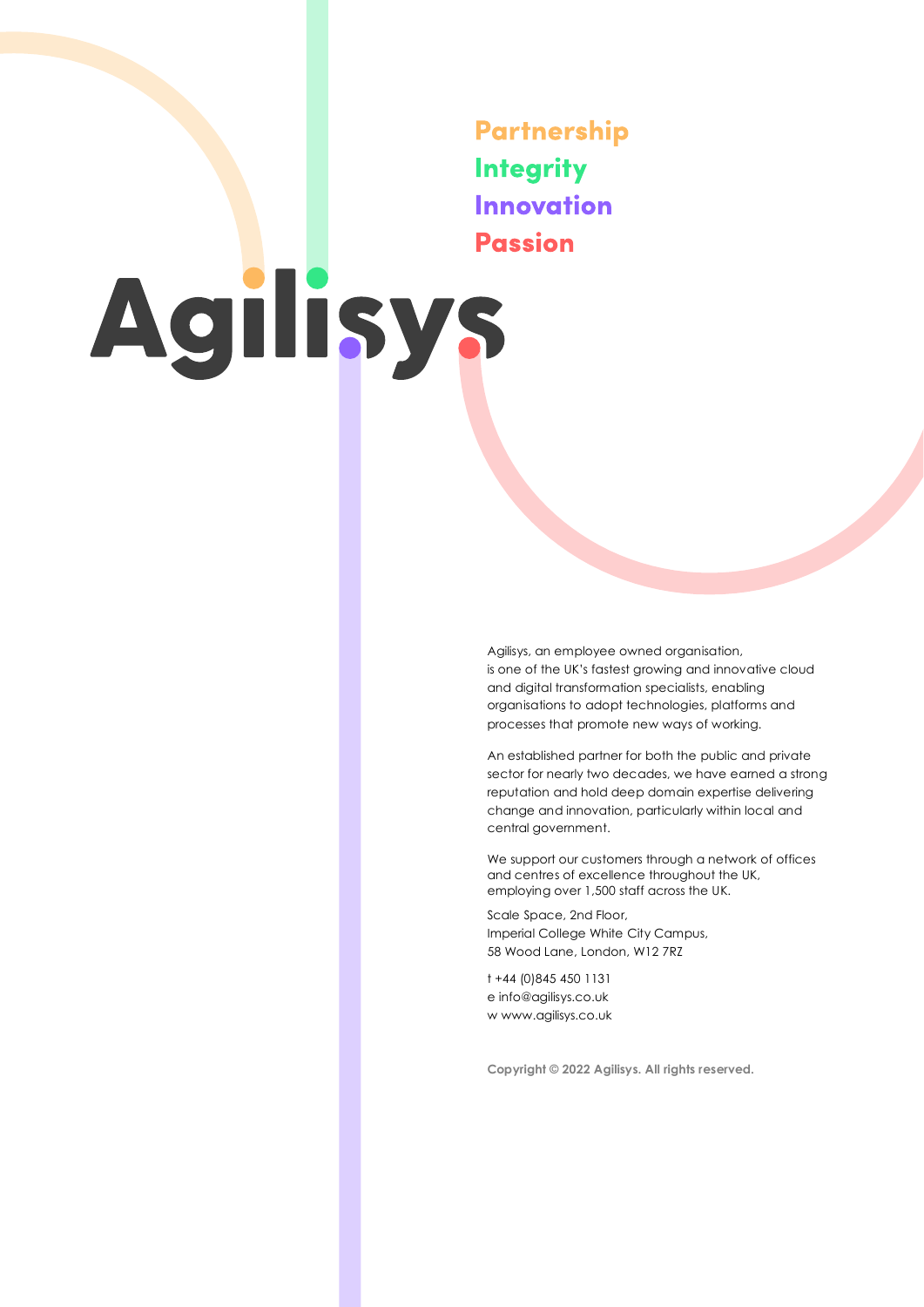**Partnership**
**Integrity**
**Innovation**
**Passion**

# Agilisys

Agilisys, an employee owned organisation, is one of the UK's fastest growing and innovative cloud and digital transformation specialists, enabling organisations to adopt technologies, platforms and processes that promote new ways of working.

An established partner for both the public and private sector for nearly two decades, we have earned a strong reputation and hold deep domain expertise delivering change and innovation, particularly within local and central government.

We support our customers through a network of offices and centres of excellence throughout the UK, employing over 1,500 staff across the UK.

Scale Space, 2nd Floor,
Imperial College White City Campus,
58 Wood Lane, London, W12 7RZ

t +44 (0)845 450 1131
e info@agilisys.co.uk
w www.agilisys.co.uk

**Copyright © 2022 Agilisys. All rights reserved.**